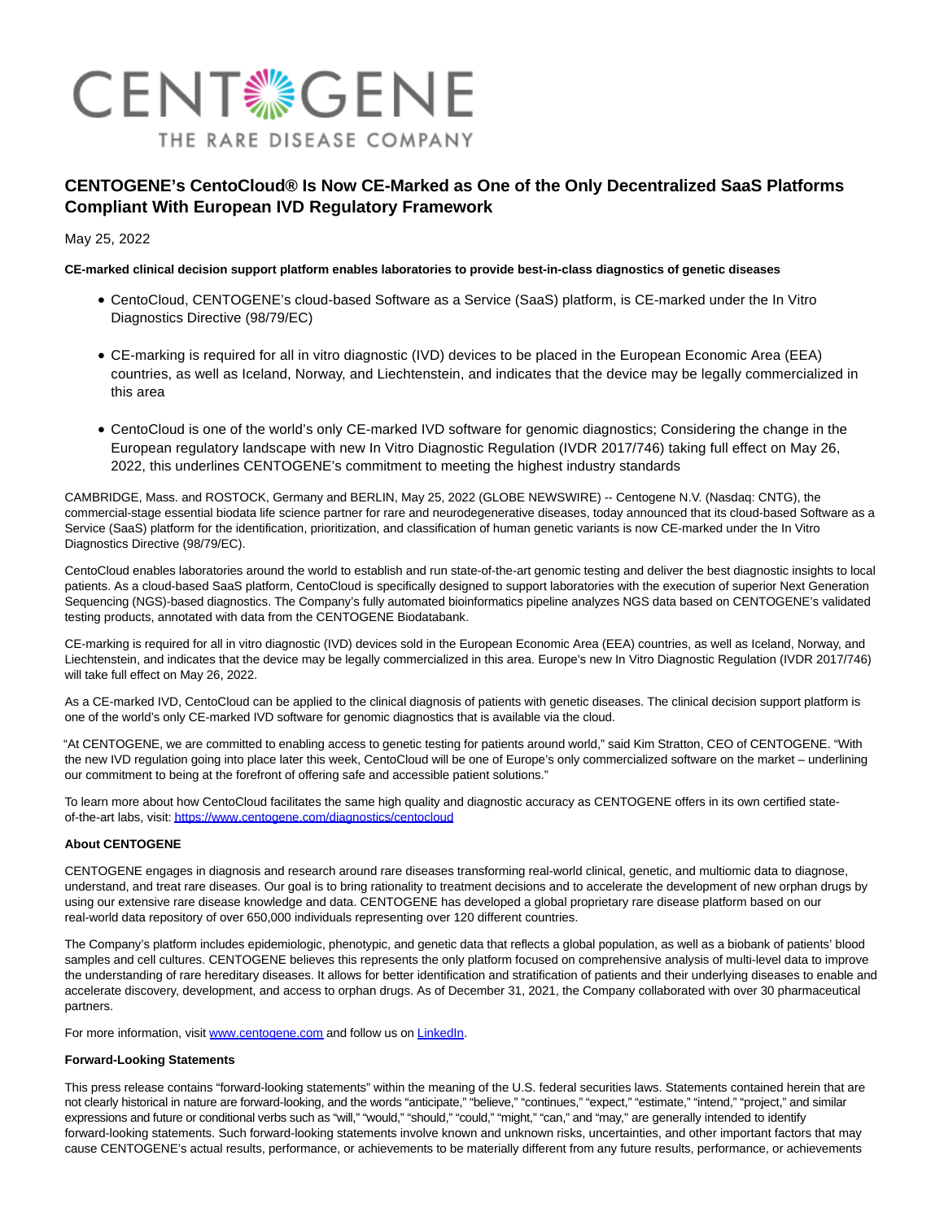# CENTOGENE’s CentoCloud® Is Now CE-Marked as One of the Only Decentralized SaaS Platforms Compliant With European IVD Regulatory Framework

May 25, 2022

**CE-marked clinical decision support platform enables laboratories to provide best-in-class diagnostics of genetic diseases**

- CentoCloud, CENTOGENE’s cloud-based Software as a Service (SaaS) platform, is CE-marked under the In Vitro Diagnostics Directive (98/79/EC)
- CE-marking is required for all in vitro diagnostic (IVD) devices to be placed in the European Economic Area (EEA) countries, as well as Iceland, Norway, and Liechtenstein, and indicates that the device may be legally commercialized in this area
- CentoCloud is one of the world’s only CE-marked IVD software for genomic diagnostics; Considering the change in the European regulatory landscape with new In Vitro Diagnostic Regulation (IVDR 2017/746) taking full effect on May 26, 2022, this underlines CENTOGENE’s commitment to meeting the highest industry standards

CAMBRIDGE, Mass. and ROSTOCK, Germany and BERLIN, May 25, 2022 (GLOBE NEWSWIRE) -- Centogene N.V. (Nasdaq: CNTG), the commercial-stage essential biodata life science partner for rare and neurodegenerative diseases, today announced that its cloud-based Software as a Service (SaaS) platform for the identification, prioritization, and classification of human genetic variants is now CE-marked under the In Vitro Diagnostics Directive (98/79/EC).

CentoCloud enables laboratories around the world to establish and run state-of-the-art genomic testing and deliver the best diagnostic insights to local patients. As a cloud-based SaaS platform, CentoCloud is specifically designed to support laboratories with the execution of superior Next Generation Sequencing (NGS)-based diagnostics. The Company’s fully automated bioinformatics pipeline analyzes NGS data based on CENTOGENE’s validated testing products, annotated with data from the CENTOGENE Biodatabank.

CE-marking is required for all in vitro diagnostic (IVD) devices sold in the European Economic Area (EEA) countries, as well as Iceland, Norway, and Liechtenstein, and indicates that the device may be legally commercialized in this area. Europe's new In Vitro Diagnostic Regulation (IVDR 2017/746) will take full effect on May 26, 2022.

As a CE-marked IVD, CentoCloud can be applied to the clinical diagnosis of patients with genetic diseases. The clinical decision support platform is one of the world’s only CE-marked IVD software for genomic diagnostics that is available via the cloud.

“At CENTOGENE, we are committed to enabling access to genetic testing for patients around world,” said Kim Stratton, CEO of CENTOGENE. “With the new IVD regulation going into place later this week, CentoCloud will be one of Europe’s only commercialized software on the market – underlining our commitment to being at the forefront of offering safe and accessible patient solutions.”

To learn more about how CentoCloud facilitates the same high quality and diagnostic accuracy as CENTOGENE offers in its own certified state-of-the-art labs, visit: https://www.centogene.com/diagnostics/centocloud

**About CENTOGENE**

CENTOGENE engages in diagnosis and research around rare diseases transforming real-world clinical, genetic, and multiomic data to diagnose, understand, and treat rare diseases. Our goal is to bring rationality to treatment decisions and to accelerate the development of new orphan drugs by using our extensive rare disease knowledge and data. CENTOGENE has developed a global proprietary rare disease platform based on our real-world data repository of over 650,000 individuals representing over 120 different countries.

The Company’s platform includes epidemiologic, phenotypic, and genetic data that reflects a global population, as well as a biobank of patients’ blood samples and cell cultures. CENTOGENE believes this represents the only platform focused on comprehensive analysis of multi-level data to improve the understanding of rare hereditary diseases. It allows for better identification and stratification of patients and their underlying diseases to enable and accelerate discovery, development, and access to orphan drugs. As of December 31, 2021, the Company collaborated with over 30 pharmaceutical partners.

For more information, visit www.centogene.com and follow us on LinkedIn.

**Forward-Looking Statements**

This press release contains “forward-looking statements” within the meaning of the U.S. federal securities laws. Statements contained herein that are not clearly historical in nature are forward-looking, and the words “anticipate,” “believe,” “continues,” “expect,” “estimate,” “intend,” “project,” and similar expressions and future or conditional verbs such as “will,” “would,” “should,” “could,” “might,” “can,” and “may,” are generally intended to identify forward-looking statements. Such forward-looking statements involve known and unknown risks, uncertainties, and other important factors that may cause CENTOGENE’s actual results, performance, or achievements to be materially different from any future results, performance, or achievements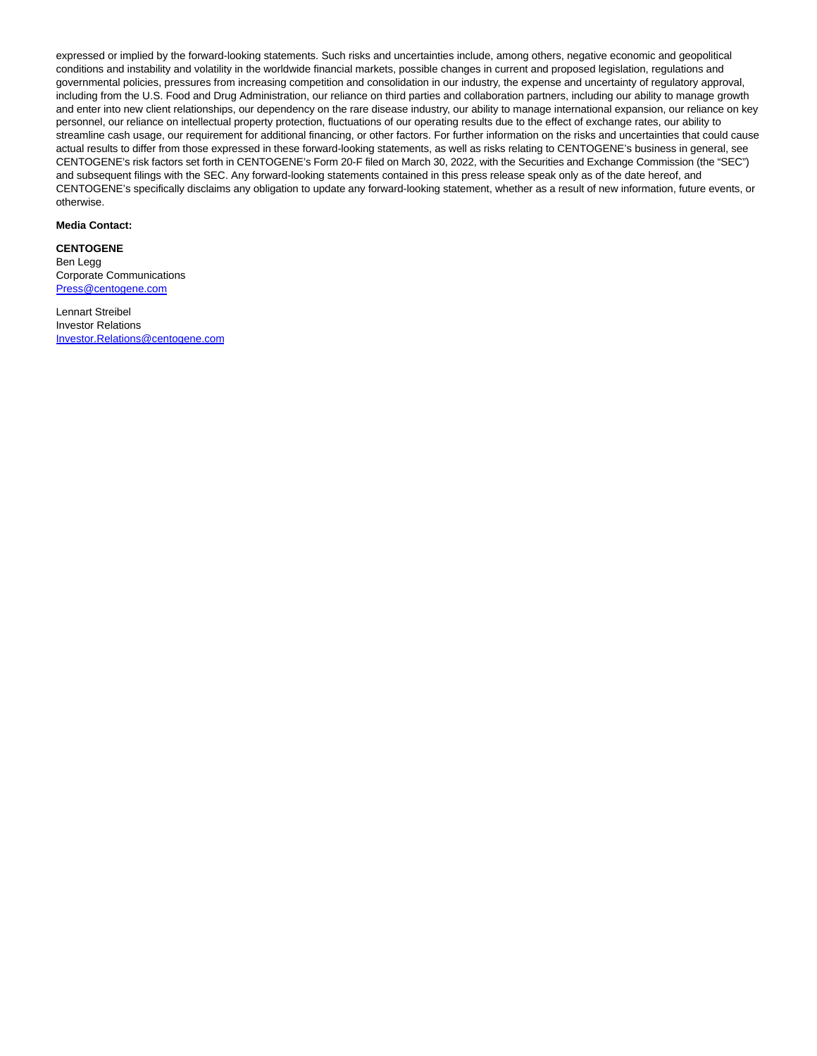expressed or implied by the forward-looking statements. Such risks and uncertainties include, among others, negative economic and geopolitical conditions and instability and volatility in the worldwide financial markets, possible changes in current and proposed legislation, regulations and governmental policies, pressures from increasing competition and consolidation in our industry, the expense and uncertainty of regulatory approval, including from the U.S. Food and Drug Administration, our reliance on third parties and collaboration partners, including our ability to manage growth and enter into new client relationships, our dependency on the rare disease industry, our ability to manage international expansion, our reliance on key personnel, our reliance on intellectual property protection, fluctuations of our operating results due to the effect of exchange rates, our ability to streamline cash usage, our requirement for additional financing, or other factors. For further information on the risks and uncertainties that could cause actual results to differ from those expressed in these forward-looking statements, as well as risks relating to CENTOGENE's business in general, see CENTOGENE's risk factors set forth in CENTOGENE's Form 20-F filed on March 30, 2022, with the Securities and Exchange Commission (the "SEC") and subsequent filings with the SEC. Any forward-looking statements contained in this press release speak only as of the date hereof, and CENTOGENE's specifically disclaims any obligation to update any forward-looking statement, whether as a result of new information, future events, or otherwise.

**Media Contact:**

**CENTOGENE**
Ben Legg
Corporate Communications
Press@centogene.com

Lennart Streibel
Investor Relations
Investor.Relations@centogene.com